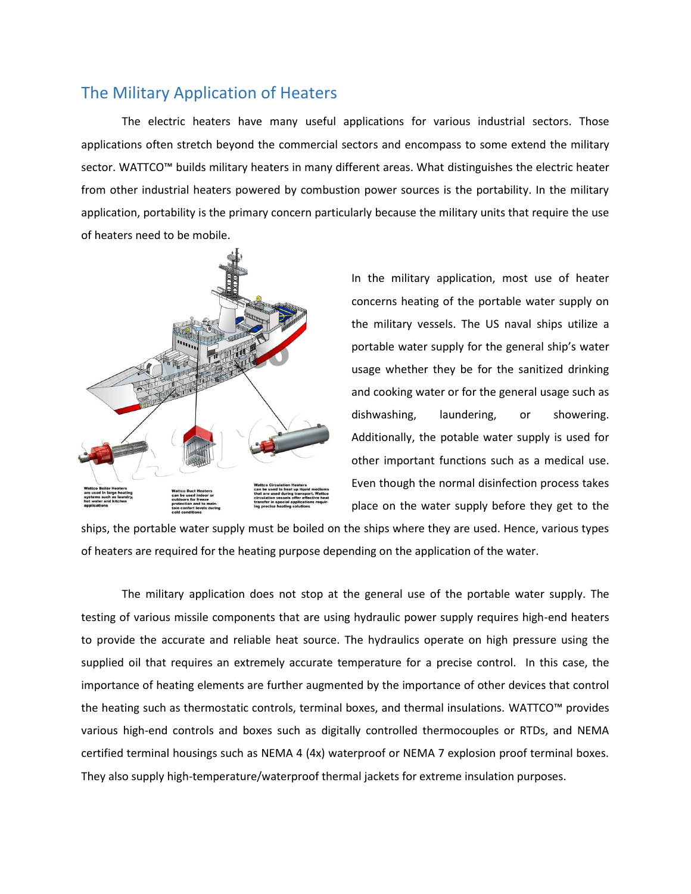## The Military Application of Heaters

The electric heaters have many useful applications for various industrial sectors. Those applications often stretch beyond the commercial sectors and encompass to some extend the military sector. WATTCO™ builds military heaters in many different areas. What distinguishes the electric heater from other industrial heaters powered by combustion power sources is the portability. In the military application, portability is the primary concern particularly because the military units that require the use of heaters need to be mobile.

In the military application, most use of heater concerns heating of the portable water supply on the military vessels. The US naval ships utilize a portable water supply for the general ship's water usage whether they be for the sanitized drinking and cooking water or for the general usage such as dishwashing, laundering, or showering. Additionally, the potable water supply is used for other important functions such as a medical use. Even though the normal disinfection process takes place on the water supply before they get to the ships, the portable water supply must be boiled on the ships where they are used. Hence, various types of heaters are required for the heating purpose depending on the application of the water.

The military application does not stop at the general use of the portable water supply. The testing of various missile components that are using hydraulic power supply requires high-end heaters to provide the accurate and reliable heat source. The hydraulics operate on high pressure using the supplied oil that requires an extremely accurate temperature for a precise control. In this case, the importance of heating elements are further augmented by the importance of other devices that control the heating such as thermostatic controls, terminal boxes, and thermal insulations. WATTCO™ provides various high-end controls and boxes such as digitally controlled thermocouples or RTDs, and NEMA certified terminal housings such as NEMA 4 (4x) waterproof or NEMA 7 explosion proof terminal boxes. They also supply high-temperature/waterproof thermal jackets for extreme insulation purposes.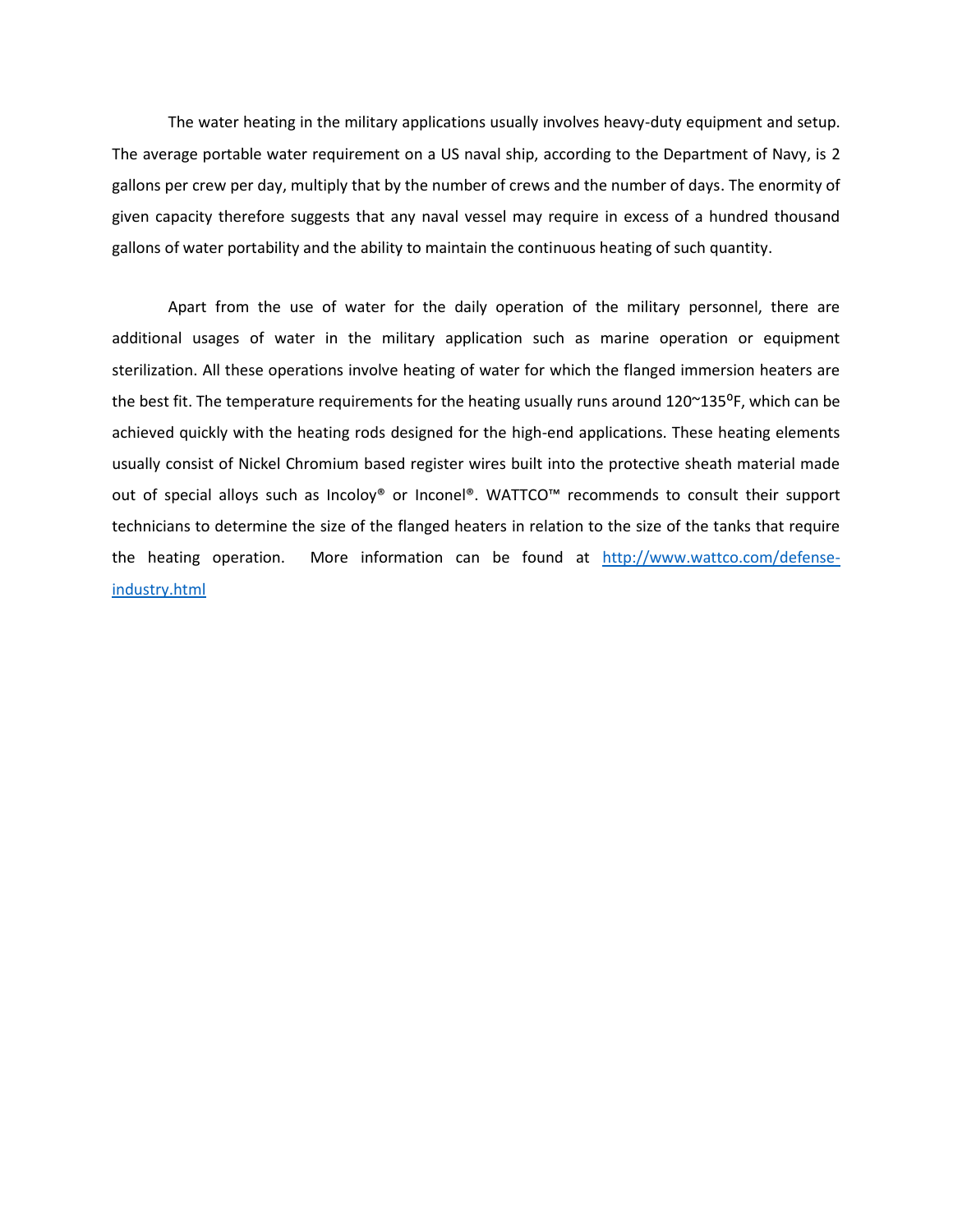The water heating in the military applications usually involves heavy-duty equipment and setup. The average portable water requirement on a US naval ship, according to the Department of Navy, is 2 gallons per crew per day, multiply that by the number of crews and the number of days. The enormity of given capacity therefore suggests that any naval vessel may require in excess of a hundred thousand gallons of water portability and the ability to maintain the continuous heating of such quantity.

Apart from the use of water for the daily operation of the military personnel, there are additional usages of water in the military application such as marine operation or equipment sterilization. All these operations involve heating of water for which the flanged immersion heaters are the best fit. The temperature requirements for the heating usually runs around 120~135$^{o}$F, which can be achieved quickly with the heating rods designed for the high-end applications. These heating elements usually consist of Nickel Chromium based register wires built into the protective sheath material made out of special alloys such as Incoloy® or Inconel®. WATTCO™ recommends to consult their support technicians to determine the size of the flanged heaters in relation to the size of the tanks that require the heating operation. More information can be found at [http://www.wattco.com/defense-industry.html](http://www.wattco.com/defense-industry.html)